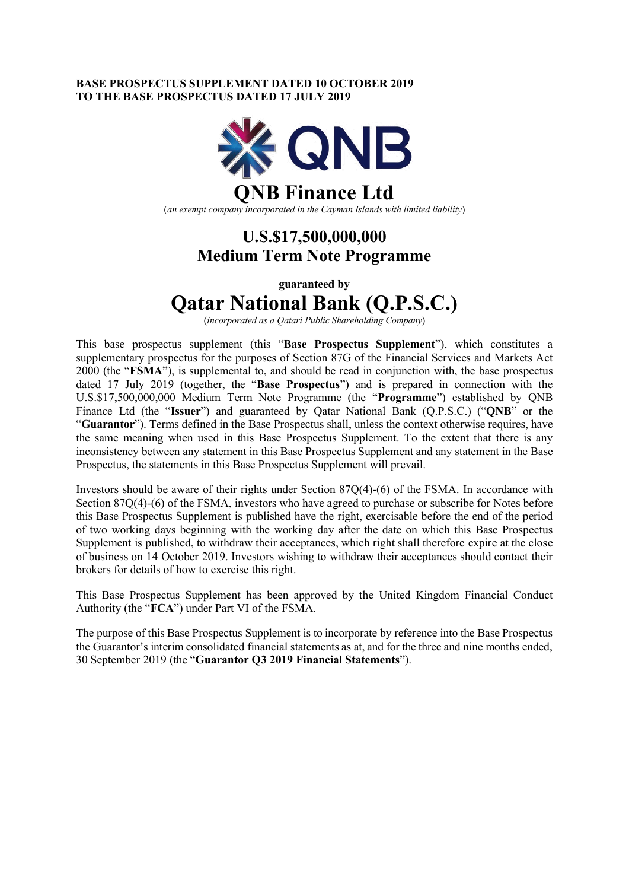**BASE PROSPECTUS SUPPLEMENT DATED 10 OCTOBER 2019**
**TO THE BASE PROSPECTUS DATED 17 JULY 2019**

# QNB Finance Ltd

(*an exempt company incorporated in the Cayman Islands with limited liability*)

## U.S.$17,500,000,000
## Medium Term Note Programme

**guaranteed by**

# Qatar National Bank (Q.P.S.C.)

(*incorporated as a Qatari Public Shareholding Company*)

This base prospectus supplement (this "**Base Prospectus Supplement**"), which constitutes a supplementary prospectus for the purposes of Section 87G of the Financial Services and Markets Act 2000 (the "**FSMA**"), is supplemental to, and should be read in conjunction with, the base prospectus dated 17 July 2019 (together, the "**Base Prospectus**") and is prepared in connection with the U.S.$17,500,000,000 Medium Term Note Programme (the "**Programme**") established by QNB Finance Ltd (the "**Issuer**") and guaranteed by Qatar National Bank (Q.P.S.C.) ("**QNB**" or the "**Guarantor**"). Terms defined in the Base Prospectus shall, unless the context otherwise requires, have the same meaning when used in this Base Prospectus Supplement. To the extent that there is any inconsistency between any statement in this Base Prospectus Supplement and any statement in the Base Prospectus, the statements in this Base Prospectus Supplement will prevail.

Investors should be aware of their rights under Section 87Q(4)-(6) of the FSMA. In accordance with Section 87Q(4)-(6) of the FSMA, investors who have agreed to purchase or subscribe for Notes before this Base Prospectus Supplement is published have the right, exercisable before the end of the period of two working days beginning with the working day after the date on which this Base Prospectus Supplement is published, to withdraw their acceptances, which right shall therefore expire at the close of business on 14 October 2019. Investors wishing to withdraw their acceptances should contact their brokers for details of how to exercise this right.

This Base Prospectus Supplement has been approved by the United Kingdom Financial Conduct Authority (the "**FCA**") under Part VI of the FSMA.

The purpose of this Base Prospectus Supplement is to incorporate by reference into the Base Prospectus the Guarantor's interim consolidated financial statements as at, and for the three and nine months ended, 30 September 2019 (the "**Guarantor Q3 2019 Financial Statements**").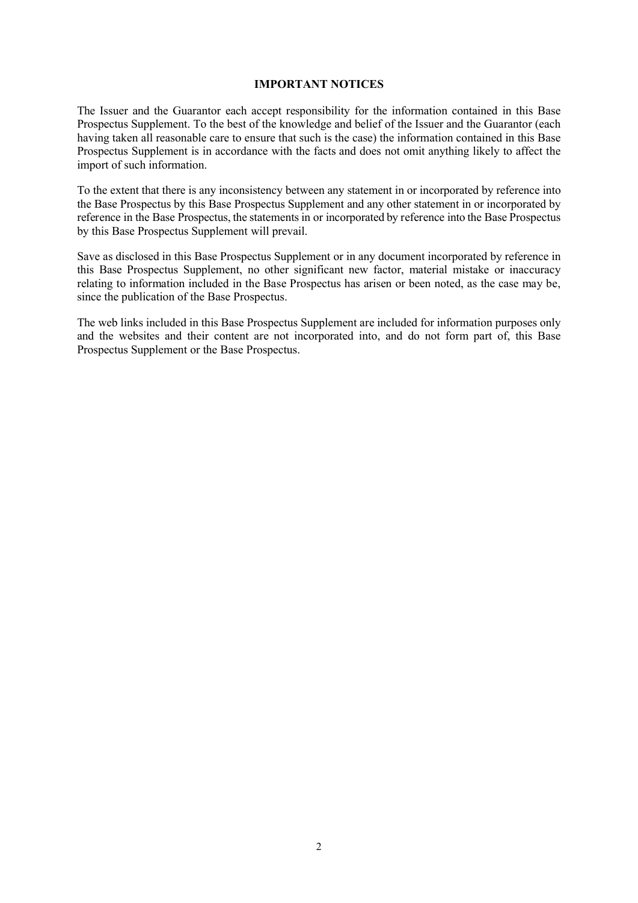**IMPORTANT NOTICES**

The Issuer and the Guarantor each accept responsibility for the information contained in this Base Prospectus Supplement. To the best of the knowledge and belief of the Issuer and the Guarantor (each having taken all reasonable care to ensure that such is the case) the information contained in this Base Prospectus Supplement is in accordance with the facts and does not omit anything likely to affect the import of such information.

To the extent that there is any inconsistency between any statement in or incorporated by reference into the Base Prospectus by this Base Prospectus Supplement and any other statement in or incorporated by reference in the Base Prospectus, the statements in or incorporated by reference into the Base Prospectus by this Base Prospectus Supplement will prevail.

Save as disclosed in this Base Prospectus Supplement or in any document incorporated by reference in this Base Prospectus Supplement, no other significant new factor, material mistake or inaccuracy relating to information included in the Base Prospectus has arisen or been noted, as the case may be, since the publication of the Base Prospectus.

The web links included in this Base Prospectus Supplement are included for information purposes only and the websites and their content are not incorporated into, and do not form part of, this Base Prospectus Supplement or the Base Prospectus.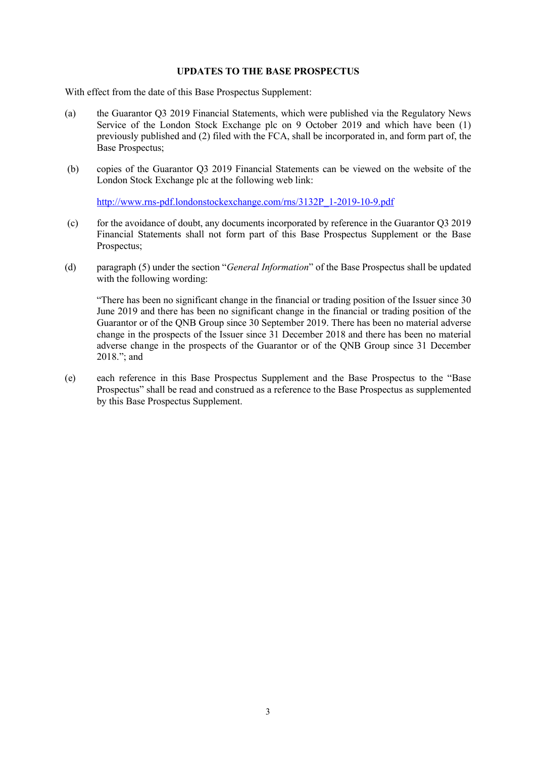## UPDATES TO THE BASE PROSPECTUS

With effect from the date of this Base Prospectus Supplement:

(a) the Guarantor Q3 2019 Financial Statements, which were published via the Regulatory News Service of the London Stock Exchange plc on 9 October 2019 and which have been (1) previously published and (2) filed with the FCA, shall be incorporated in, and form part of, the Base Prospectus;

(b) copies of the Guarantor Q3 2019 Financial Statements can be viewed on the website of the London Stock Exchange plc at the following web link:

[http://www.rns-pdf.londonstockexchange.com/rns/3132P_1-2019-10-9.pdf](http://www.rns-pdf.londonstockexchange.com/rns/3132P_1-2019-10-9.pdf)

(c) for the avoidance of doubt, any documents incorporated by reference in the Guarantor Q3 2019 Financial Statements shall not form part of this Base Prospectus Supplement or the Base Prospectus;

(d) paragraph (5) under the section "*General Information*" of the Base Prospectus shall be updated with the following wording:

"There has been no significant change in the financial or trading position of the Issuer since 30 June 2019 and there has been no significant change in the financial or trading position of the Guarantor or of the QNB Group since 30 September 2019. There has been no material adverse change in the prospects of the Issuer since 31 December 2018 and there has been no material adverse change in the prospects of the Guarantor or of the QNB Group since 31 December 2018."; and

(e) each reference in this Base Prospectus Supplement and the Base Prospectus to the "Base Prospectus" shall be read and construed as a reference to the Base Prospectus as supplemented by this Base Prospectus Supplement.